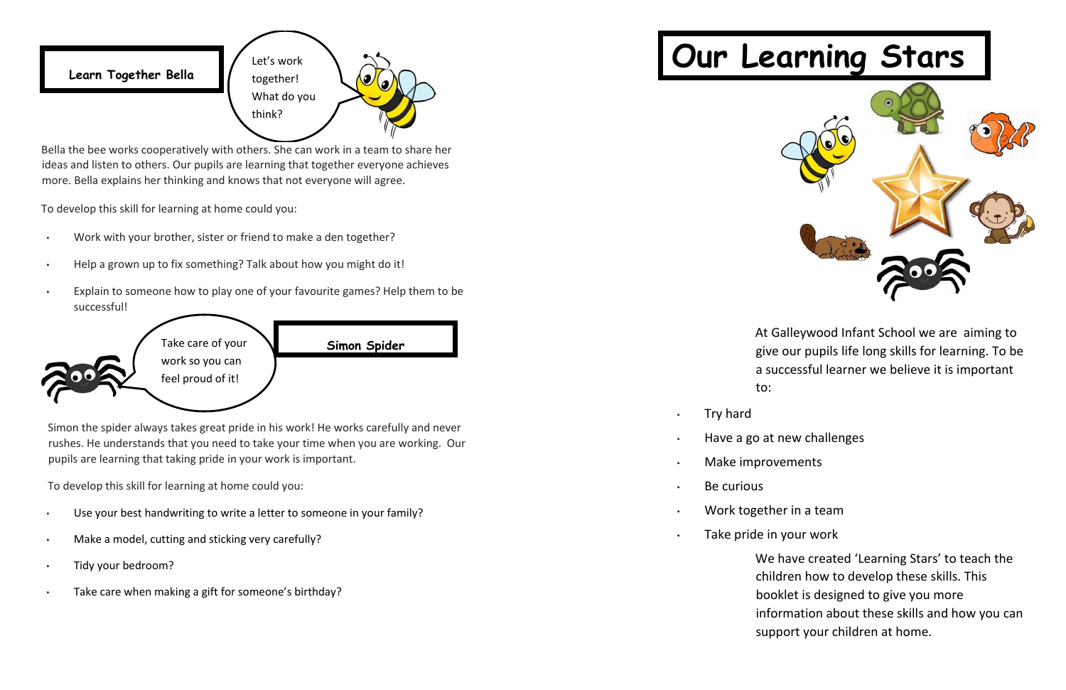## Learn Together Bella

Let's work together! What do you think?

Bella the bee works cooperatively with others. She can work in a team to share her ideas and listen to others. Our pupils are learning that together everyone achieves more. Bella explains her thinking and knows that not everyone will agree.

To develop this skill for learning at home could you:

- Work with your brother, sister or friend to make a den together?
- Help a grown up to fix something? Talk about how you might do it!
- Explain to someone how to play one of your favourite games? Help them to be successful!

## Simon Spider

Take care of your work so you can feel proud of it!

Simon the spider always takes great pride in his work! He works carefully and never rushes. He understands that you need to take your time when you are working. Our pupils are learning that taking pride in your work is important.

To develop this skill for learning at home could you:

- Use your best handwriting to write a letter to someone in your family?
- Make a model, cutting and sticking very carefully?
- Tidy your bedroom?
- Take care when making a gift for someone's birthday?

# Our Learning Stars

At Galleywood Infant School we are aiming to give our pupils life long skills for learning. To be a successful learner we believe it is important to:

- Try hard
- Have a go at new challenges
- Make improvements
- Be curious
- Work together in a team
- Take pride in your work

We have created 'Learning Stars' to teach the children how to develop these skills. This booklet is designed to give you more information about these skills and how you can support your children at home.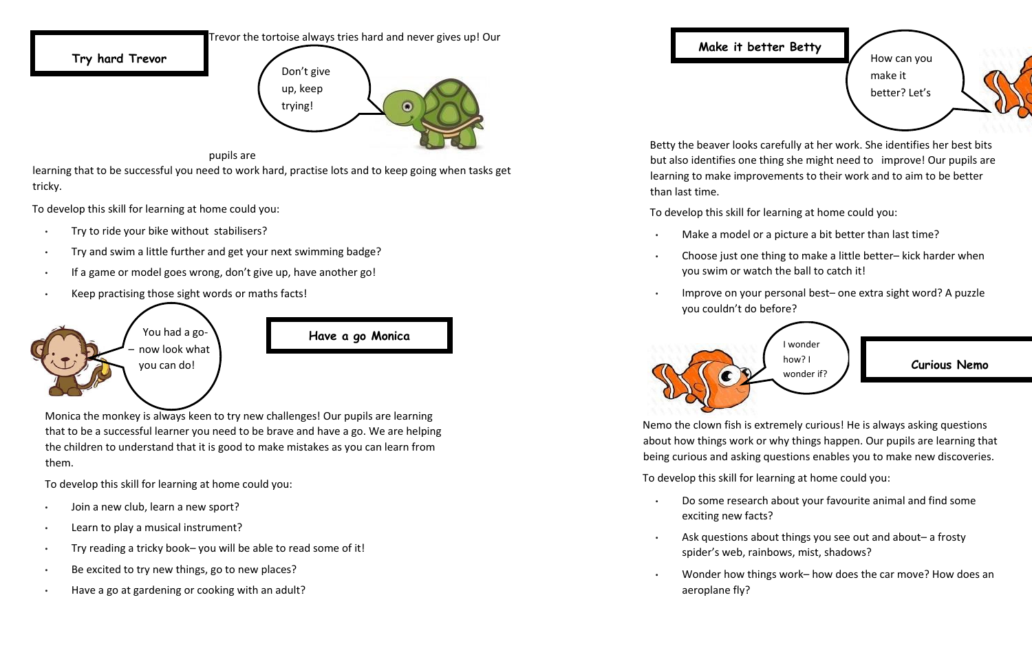## Try hard Trevor

Don't give up, keep trying!

Trevor the tortoise always tries hard and never gives up! Our pupils are learning that to be successful you need to work hard, practise lots and to keep going when tasks get tricky.

To develop this skill for learning at home could you:

- Try to ride your bike without stabilisers?
- Try and swim a little further and get your next swimming badge?
- If a game or model goes wrong, don't give up, have another go!
- Keep practising those sight words or maths facts!

## Have a go Monica

You had a go– now look what you can do!

Monica the monkey is always keen to try new challenges! Our pupils are learning that to be a successful learner you need to be brave and have a go. We are helping the children to understand that it is good to make mistakes as you can learn from them.

To develop this skill for learning at home could you:

- Join a new club, learn a new sport?
- Learn to play a musical instrument?
- Try reading a tricky book– you will be able to read some of it!
- Be excited to try new things, go to new places?
- Have a go at gardening or cooking with an adult?

## Make it better Betty

How can you make it better? Let's

Betty the beaver looks carefully at her work. She identifies her best bits but also identifies one thing she might need to improve! Our pupils are learning to make improvements to their work and to aim to be better than last time.

To develop this skill for learning at home could you:

- Make a model or a picture a bit better than last time?
- Choose just one thing to make a little better– kick harder when you swim or watch the ball to catch it!
- Improve on your personal best– one extra sight word? A puzzle you couldn't do before?

## Curious Nemo

I wonder how? I wonder if?

Nemo the clown fish is extremely curious! He is always asking questions about how things work or why things happen. Our pupils are learning that being curious and asking questions enables you to make new discoveries.

To develop this skill for learning at home could you:

- Do some research about your favourite animal and find some exciting new facts?
- Ask questions about things you see out and about– a frosty spider's web, rainbows, mist, shadows?
- Wonder how things work– how does the car move? How does an aeroplane fly?